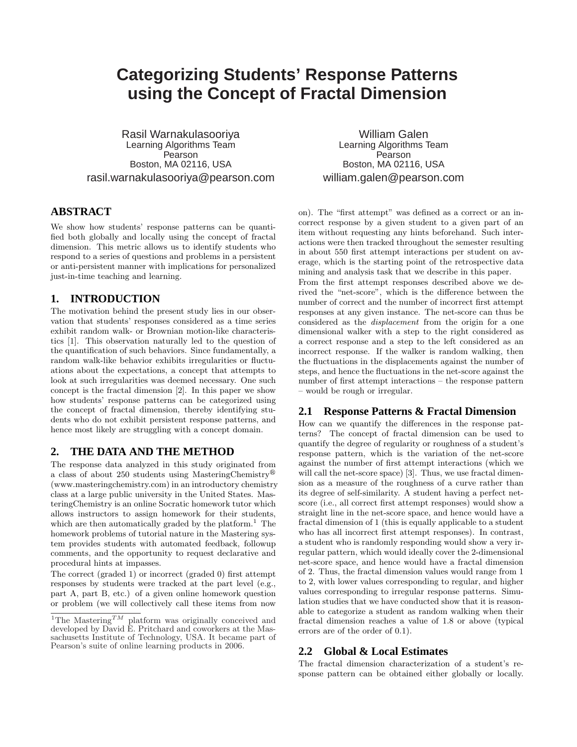# Categorizing Students' Response Patterns using the Concept of Fractal Dimension

Rasil Warnakulasooriya
Learning Algorithms Team
Pearson
Boston, MA 02116, USA
rasil.warnakulasooriya@pearson.com

William Galen
Learning Algorithms Team
Pearson
Boston, MA 02116, USA
william.galen@pearson.com

## ABSTRACT

We show how students' response patterns can be quantified both globally and locally using the concept of fractal dimension. This metric allows us to identify students who respond to a series of questions and problems in a persistent or anti-persistent manner with implications for personalized just-in-time teaching and learning.

## 1. INTRODUCTION

The motivation behind the present study lies in our observation that students' responses considered as a time series exhibit random walk- or Brownian motion-like characteristics [1]. This observation naturally led to the question of the quantification of such behaviors. Since fundamentally, a random walk-like behavior exhibits irregularities or fluctuations about the expectations, a concept that attempts to look at such irregularities was deemed necessary. One such concept is the fractal dimension [2]. In this paper we show how students' response patterns can be categorized using the concept of fractal dimension, thereby identifying students who do not exhibit persistent response patterns, and hence most likely are struggling with a concept domain.

## 2. THE DATA AND THE METHOD

The response data analyzed in this study originated from a class of about 250 students using MasteringChemistry® (www.masteringchemistry.com) in an introductory chemistry class at a large public university in the United States. MasteringChemistry is an online Socratic homework tutor which allows instructors to assign homework for their students, which are then automatically graded by the platform.[1] The homework problems of tutorial nature in the Mastering system provides students with automated feedback, followup comments, and the opportunity to request declarative and procedural hints at impasses.

The correct (graded 1) or incorrect (graded 0) first attempt responses by students were tracked at the part level (e.g., part A, part B, etc.) of a given online homework question or problem (we will collectively call these items from now on). The "first attempt" was defined as a correct or an incorrect response by a given student to a given part of an item without requesting any hints beforehand. Such interactions were then tracked throughout the semester resulting in about 550 first attempt interactions per student on average, which is the starting point of the retrospective data mining and analysis task that we describe in this paper.

From the first attempt responses described above we derived the "net-score", which is the difference between the number of correct and the number of incorrect first attempt responses at any given instance. The net-score can thus be considered as the *displacement* from the origin for a one dimensional walker with a step to the right considered as a correct response and a step to the left considered as an incorrect response. If the walker is random walking, then the fluctuations in the displacements against the number of steps, and hence the fluctuations in the net-score against the number of first attempt interactions – the response pattern – would be rough or irregular.

### 2.1 Response Patterns & Fractal Dimension

How can we quantify the differences in the response patterns? The concept of fractal dimension can be used to quantify the degree of regularity or roughness of a student's response pattern, which is the variation of the net-score against the number of first attempt interactions (which we will call the net-score space) [3]. Thus, we use fractal dimension as a measure of the roughness of a curve rather than its degree of self-similarity. A student having a perfect net-score (i.e., all correct first attempt responses) would show a straight line in the net-score space, and hence would have a fractal dimension of 1 (this is equally applicable to a student who has all incorrect first attempt responses). In contrast, a student who is randomly responding would show a very irregular pattern, which would ideally cover the 2-dimensional net-score space, and hence would have a fractal dimension of 2. Thus, the fractal dimension values would range from 1 to 2, with lower values corresponding to regular, and higher values corresponding to irregular response patterns. Simulation studies that we have conducted show that it is reasonable to categorize a student as random walking when their fractal dimension reaches a value of 1.8 or above (typical errors are of the order of 0.1).

### 2.2 Global & Local Estimates

The fractal dimension characterization of a student's response pattern can be obtained either globally or locally.

---

[1] The Mastering$^{TM}$ platform was originally conceived and developed by David E. Pritchard and coworkers at the Massachusetts Institute of Technology, USA. It became part of Pearson's suite of online learning products in 2006.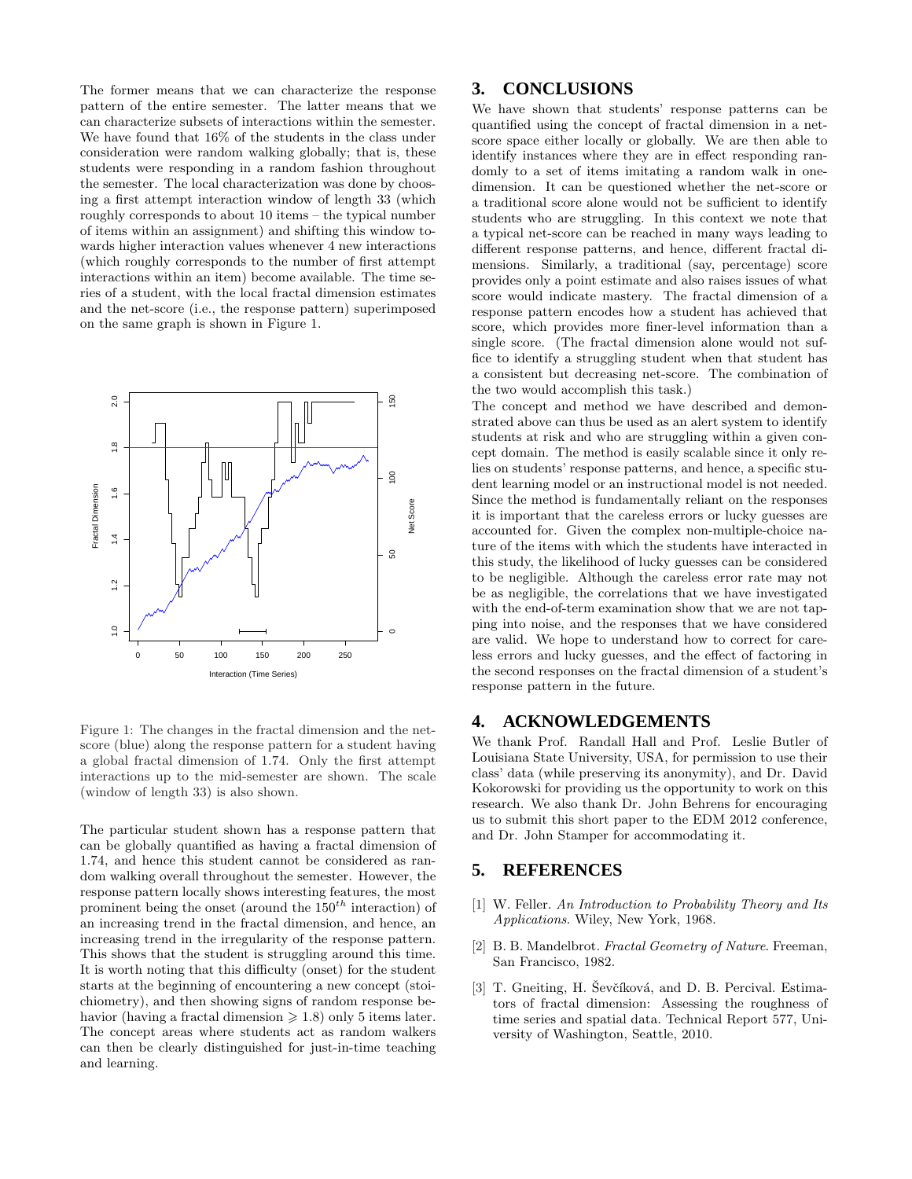The former means that we can characterize the response pattern of the entire semester. The latter means that we can characterize subsets of interactions within the semester. We have found that 16% of the students in the class under consideration were random walking globally; that is, these students were responding in a random fashion throughout the semester. The local characterization was done by choosing a first attempt interaction window of length 33 (which roughly corresponds to about 10 items – the typical number of items within an assignment) and shifting this window towards higher interaction values whenever 4 new interactions (which roughly corresponds to the number of first attempt interactions within an item) become available. The time series of a student, with the local fractal dimension estimates and the net-score (i.e., the response pattern) superimposed on the same graph is shown in Figure 1.

Fractal Dimension
1.0
1.2
1.4
1.6
1.8
2.0

Net Score
0
50
100
150

Interaction (Time Series)
0
50
100
150
200
250

Figure 1: The changes in the fractal dimension and the net-score (blue) along the response pattern for a student having a global fractal dimension of 1.74. Only the first attempt interactions up to the mid-semester are shown. The scale (window of length 33) is also shown.

The particular student shown has a response pattern that can be globally quantified as having a fractal dimension of 1.74, and hence this student cannot be considered as random walking overall throughout the semester. However, the response pattern locally shows interesting features, the most prominent being the onset (around the $150^{th}$ interaction) of an increasing trend in the fractal dimension, and hence, an increasing trend in the irregularity of the response pattern. This shows that the student is struggling around this time. It is worth noting that this difficulty (onset) for the student starts at the beginning of encountering a new concept (stoichiometry), and then showing signs of random response behavior (having a fractal dimension $\geqslant 1.8$) only 5 items later. The concept areas where students act as random walkers can then be clearly distinguished for just-in-time teaching and learning.

## 3. CONCLUSIONS

We have shown that students' response patterns can be quantified using the concept of fractal dimension in a net-score space either locally or globally. We are then able to identify instances where they are in effect responding randomly to a set of items imitating a random walk in one-dimension. It can be questioned whether the net-score or a traditional score alone would not be sufficient to identify students who are struggling. In this context we note that a typical net-score can be reached in many ways leading to different response patterns, and hence, different fractal dimensions. Similarly, a traditional (say, percentage) score provides only a point estimate and also raises issues of what score would indicate mastery. The fractal dimension of a response pattern encodes how a student has achieved that score, which provides more finer-level information than a single score. (The fractal dimension alone would not suffice to identify a struggling student when that student has a consistent but decreasing net-score. The combination of the two would accomplish this task.)

The concept and method we have described and demonstrated above can thus be used as an alert system to identify students at risk and who are struggling within a given concept domain. The method is easily scalable since it only relies on students' response patterns, and hence, a specific student learning model or an instructional model is not needed. Since the method is fundamentally reliant on the responses it is important that the careless errors or lucky guesses are accounted for. Given the complex non-multiple-choice nature of the items with which the students have interacted in this study, the likelihood of lucky guesses can be considered to be negligible. Although the careless error rate may not be as negligible, the correlations that we have investigated with the end-of-term examination show that we are not tapping into noise, and the responses that we have considered are valid. We hope to understand how to correct for careless errors and lucky guesses, and the effect of factoring in the second responses on the fractal dimension of a student's response pattern in the future.

## 4. ACKNOWLEDGEMENTS

We thank Prof. Randall Hall and Prof. Leslie Butler of Louisiana State University, USA, for permission to use their class' data (while preserving its anonymity), and Dr. David Kokorowski for providing us the opportunity to work on this research. We also thank Dr. John Behrens for encouraging us to submit this short paper to the EDM 2012 conference, and Dr. John Stamper for accommodating it.

## 5. REFERENCES

[1] W. Feller. *An Introduction to Probability Theory and Its Applications*. Wiley, New York, 1968.

[2] B. B. Mandelbrot. *Fractal Geometry of Nature*. Freeman, San Francisco, 1982.

[3] T. Gneiting, H. Ševčíková, and D. B. Percival. Estimators of fractal dimension: Assessing the roughness of time series and spatial data. Technical Report 577, University of Washington, Seattle, 2010.